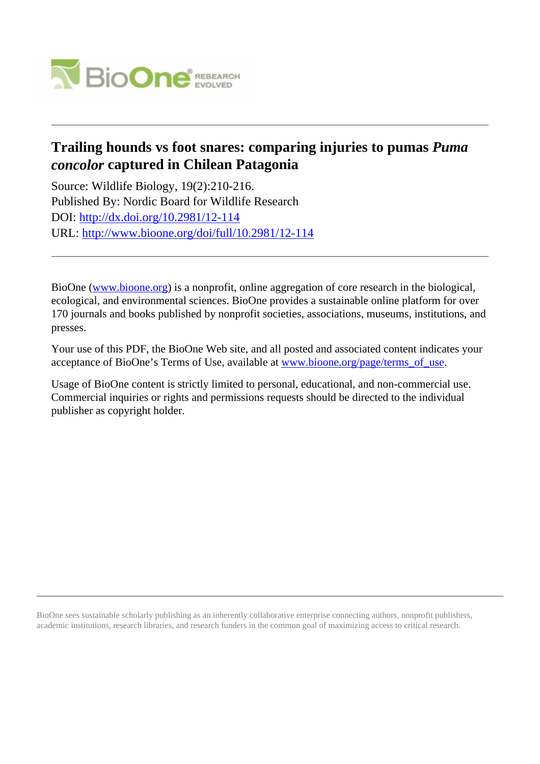# Trailing hounds vs foot snares: comparing injuries to pumas *Puma concolor* captured in Chilean Patagonia

Source: Wildlife Biology, 19(2):210-216.

Published By: Nordic Board for Wildlife Research

DOI: http://dx.doi.org/10.2981/12-114

URL: http://www.bioone.org/doi/full/10.2981/12-114

---

BioOne (www.bioone.org) is a nonprofit, online aggregation of core research in the biological, ecological, and environmental sciences. BioOne provides a sustainable online platform for over 170 journals and books published by nonprofit societies, associations, museums, institutions, and presses.

Your use of this PDF, the BioOne Web site, and all posted and associated content indicates your acceptance of BioOne's Terms of Use, available at www.bioone.org/page/terms_of_use.

Usage of BioOne content is strictly limited to personal, educational, and non-commercial use. Commercial inquiries or rights and permissions requests should be directed to the individual publisher as copyright holder.

---

BioOne sees sustainable scholarly publishing as an inherently collaborative enterprise connecting authors, nonprofit publishers, academic institutions, research libraries, and research funders in the common goal of maximizing access to critical research.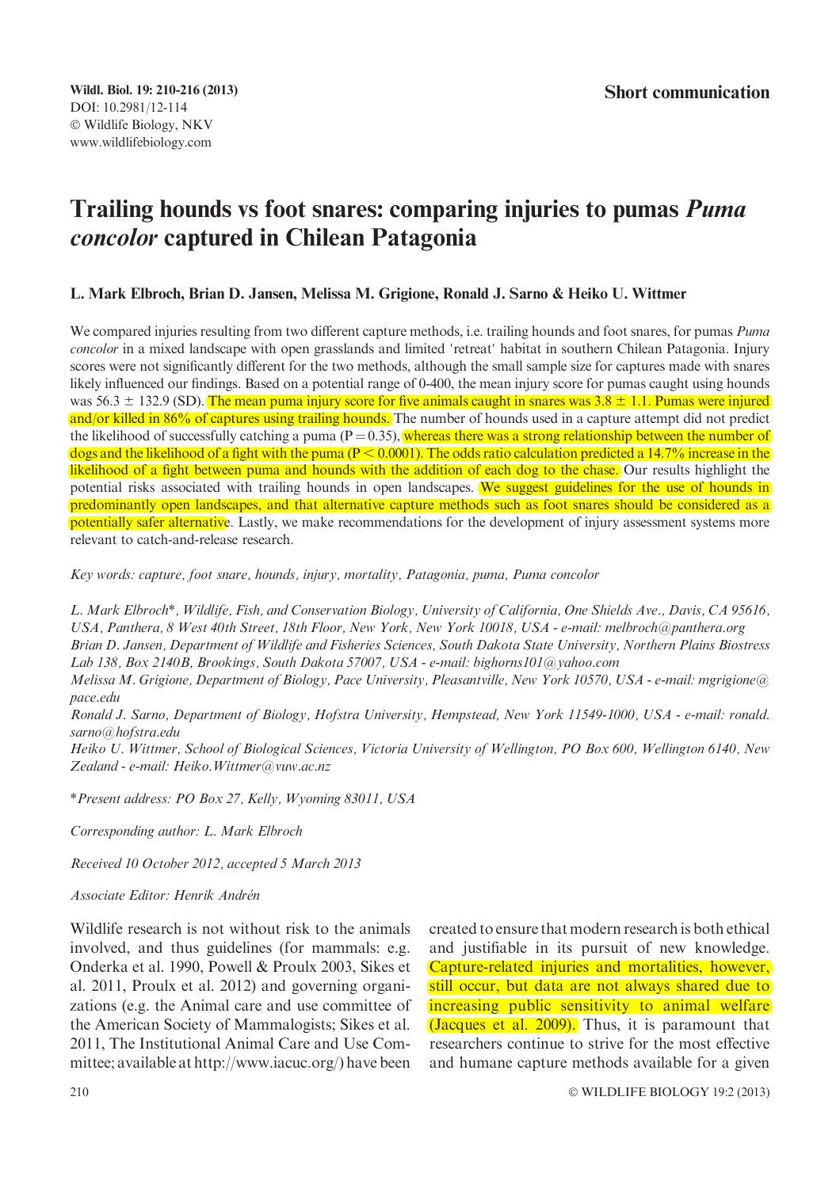Wildl. Biol. 19: 210-216 (2013)
DOI: 10.2981/12-114
© Wildlife Biology, NKV
www.wildlifebiology.com

**Short communication**

# Trailing hounds vs foot snares: comparing injuries to pumas *Puma concolor* captured in Chilean Patagonia

**L. Mark Elbroch, Brian D. Jansen, Melissa M. Grigione, Ronald J. Sarno & Heiko U. Wittmer**

We compared injuries resulting from two different capture methods, i.e. trailing hounds and foot snares, for pumas *Puma concolor* in a mixed landscape with open grasslands and limited 'retreat' habitat in southern Chilean Patagonia. Injury scores were not significantly different for the two methods, although the small sample size for captures made with snares likely influenced our findings. Based on a potential range of 0-400, the mean injury score for pumas caught using hounds was 56.3 ± 132.9 (SD). The mean puma injury score for five animals caught in snares was 3.8 ± 1.1. Pumas were injured and/or killed in 86% of captures using trailing hounds. The number of hounds used in a capture attempt did not predict the likelihood of successfully catching a puma ($P = 0.35$), whereas there was a strong relationship between the number of dogs and the likelihood of a fight with the puma ($P < 0.0001$). The odds ratio calculation predicted a 14.7% increase in the likelihood of a fight between puma and hounds with the addition of each dog to the chase. Our results highlight the potential risks associated with trailing hounds in open landscapes. We suggest guidelines for the use of hounds in predominantly open landscapes, and that alternative capture methods such as foot snares should be considered as a potentially safer alternative. Lastly, we make recommendations for the development of injury assessment systems more relevant to catch-and-release research.

*Key words: capture, foot snare, hounds, injury, mortality, Patagonia, puma, Puma concolor*

*L. Mark Elbroch\*, Wildlife, Fish, and Conservation Biology, University of California, One Shields Ave., Davis, CA 95616, USA, Panthera, 8 West 40th Street, 18th Floor, New York, New York 10018, USA - e-mail: melbroch@panthera.org*
*Brian D. Jansen, Department of Wildlife and Fisheries Sciences, South Dakota State University, Northern Plains Biostress Lab 138, Box 2140B, Brookings, South Dakota 57007, USA - e-mail: bighorns101@yahoo.com*
*Melissa M. Grigione, Department of Biology, Pace University, Pleasantville, New York 10570, USA - e-mail: mgrigione@pace.edu*
*Ronald J. Sarno, Department of Biology, Hofstra University, Hempstead, New York 11549-1000, USA - e-mail: ronald.sarno@hofstra.edu*
*Heiko U. Wittmer, School of Biological Sciences, Victoria University of Wellington, PO Box 600, Wellington 6140, New Zealand - e-mail: Heiko.Wittmer@vuw.ac.nz*

*\*Present address: PO Box 27, Kelly, Wyoming 83011, USA*

*Corresponding author: L. Mark Elbroch*

*Received 10 October 2012, accepted 5 March 2013*

*Associate Editor: Henrik Andrén*

Wildlife research is not without risk to the animals involved, and thus guidelines (for mammals: e.g. Onderka et al. 1990, Powell & Proulx 2003, Sikes et al. 2011, Proulx et al. 2012) and governing organizations (e.g. the Animal care and use committee of the American Society of Mammalogists; Sikes et al. 2011, The Institutional Animal Care and Use Committee; available at http://www.iacuc.org/) have been created to ensure that modern research is both ethical and justifiable in its pursuit of new knowledge. Capture-related injuries and mortalities, however, still occur, but data are not always shared due to increasing public sensitivity to animal welfare (Jacques et al. 2009). Thus, it is paramount that researchers continue to strive for the most effective and humane capture methods available for a given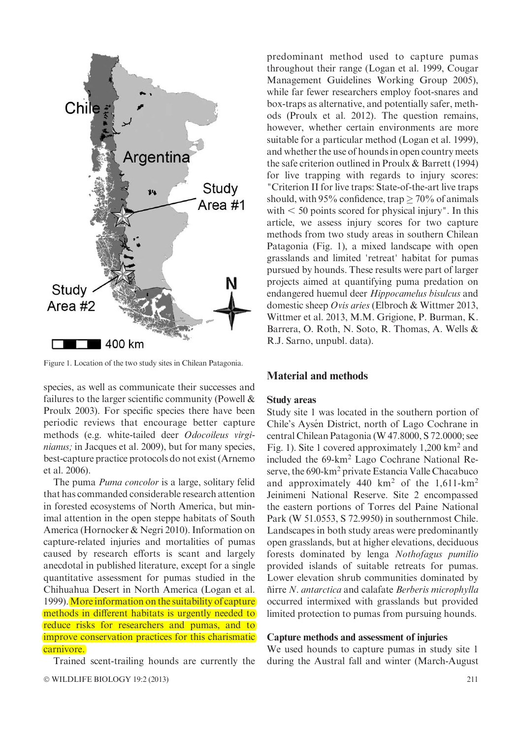Figure 1. Location of the two study sites in Chilean Patagonia.

species, as well as communicate their successes and failures to the larger scientific community (Powell & Proulx 2003). For specific species there have been periodic reviews that encourage better capture methods (e.g. white-tailed deer *Odocoileus virginianus;* in Jacques et al. 2009), but for many species, best-capture practice protocols do not exist (Arnemo et al. 2006).

The puma *Puma concolor* is a large, solitary felid that has commanded considerable research attention in forested ecosystems of North America, but minimal attention in the open steppe habitats of South America (Hornocker & Negri 2010). Information on capture-related injuries and mortalities of pumas caused by research efforts is scant and largely anecdotal in published literature, except for a single quantitative assessment for pumas studied in the Chihuahua Desert in North America (Logan et al. 1999). More information on the suitability of capture methods in different habitats is urgently needed to reduce risks for researchers and pumas, and to improve conservation practices for this charismatic carnivore.

Trained scent-trailing hounds are currently the predominant method used to capture pumas throughout their range (Logan et al. 1999, Cougar Management Guidelines Working Group 2005), while far fewer researchers employ foot-snares and box-traps as alternative, and potentially safer, methods (Proulx et al. 2012). The question remains, however, whether certain environments are more suitable for a particular method (Logan et al. 1999), and whether the use of hounds in open country meets the safe criterion outlined in Proulx & Barrett (1994) for live trapping with regards to injury scores: "Criterion II for live traps: State-of-the-art live traps should, with 95% confidence, trap $\geq$ 70% of animals with < 50 points scored for physical injury". In this article, we assess injury scores for two capture methods from two study areas in southern Chilean Patagonia (Fig. 1), a mixed landscape with open grasslands and limited 'retreat' habitat for pumas pursued by hounds. These results were part of larger projects aimed at quantifying puma predation on endangered huemul deer *Hippocamelus bisulcus* and domestic sheep *Ovis aries* (Elbroch & Wittmer 2013, Wittmer et al. 2013, M.M. Grigione, P. Burman, K. Barrera, O. Roth, N. Soto, R. Thomas, A. Wells & R.J. Sarno, unpubl. data).

## Material and methods

### Study areas

Study site 1 was located in the southern portion of Chile's Aysén District, north of Lago Cochrane in central Chilean Patagonia (W 47.8000, S 72.0000; see Fig. 1). Site 1 covered approximately 1,200 km$^2$ and included the 69-km$^2$ Lago Cochrane National Reserve, the 690-km$^2$ private Estancia Valle Chacabuco and approximately 440 km$^2$ of the 1,611-km$^2$ Jeinimeni National Reserve. Site 2 encompassed the eastern portions of Torres del Paine National Park (W 51.0553, S 72.9950) in southernmost Chile. Landscapes in both study areas were predominantly open grasslands, but at higher elevations, deciduous forests dominated by lenga *Nothofagus pumilio* provided islands of suitable retreats for pumas. Lower elevation shrub communities dominated by ñirre *N. antarctica* and calafate *Berberis microphylla* occurred intermixed with grasslands but provided limited protection to pumas from pursuing hounds.

### Capture methods and assessment of injuries

We used hounds to capture pumas in study site 1 during the Austral fall and winter (March-August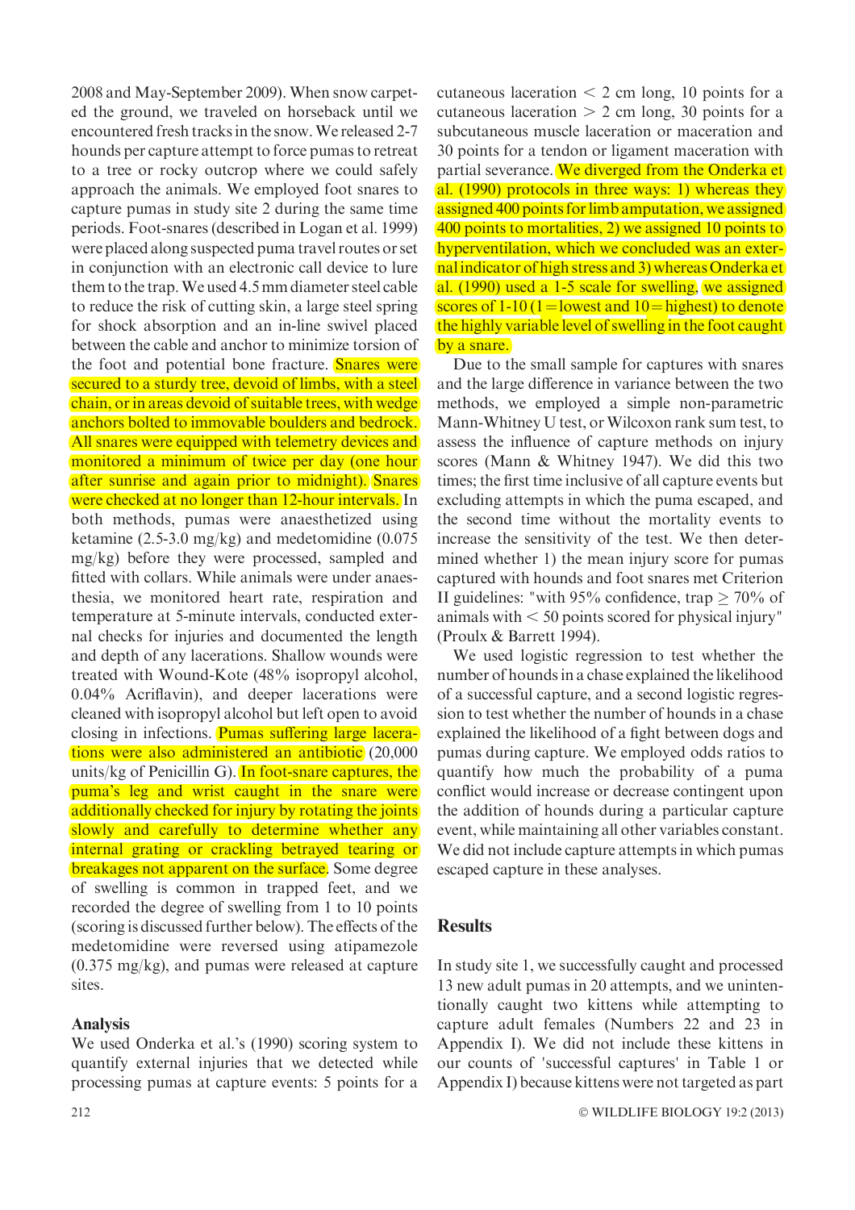2008 and May-September 2009). When snow carpeted the ground, we traveled on horseback until we encountered fresh tracks in the snow. We released 2-7 hounds per capture attempt to force pumas to retreat to a tree or rocky outcrop where we could safely approach the animals. We employed foot snares to capture pumas in study site 2 during the same time periods. Foot-snares (described in Logan et al. 1999) were placed along suspected puma travel routes or set in conjunction with an electronic call device to lure them to the trap. We used 4.5 mm diameter steel cable to reduce the risk of cutting skin, a large steel spring for shock absorption and an in-line swivel placed between the cable and anchor to minimize torsion of the foot and potential bone fracture. Snares were secured to a sturdy tree, devoid of limbs, with a steel chain, or in areas devoid of suitable trees, with wedge anchors bolted to immovable boulders and bedrock. All snares were equipped with telemetry devices and monitored a minimum of twice per day (one hour after sunrise and again prior to midnight). Snares were checked at no longer than 12-hour intervals. In both methods, pumas were anaesthetized using ketamine (2.5-3.0 mg/kg) and medetomidine (0.075 mg/kg) before they were processed, sampled and fitted with collars. While animals were under anaesthesia, we monitored heart rate, respiration and temperature at 5-minute intervals, conducted external checks for injuries and documented the length and depth of any lacerations. Shallow wounds were treated with Wound-Kote (48% isopropyl alcohol, 0.04% Acriflavin), and deeper lacerations were cleaned with isopropyl alcohol but left open to avoid closing in infections. Pumas suffering large lacerations were also administered an antibiotic (20,000 units/kg of Penicillin G). In foot-snare captures, the puma's leg and wrist caught in the snare were additionally checked for injury by rotating the joints slowly and carefully to determine whether any internal grating or crackling betrayed tearing or breakages not apparent on the surface. Some degree of swelling is common in trapped feet, and we recorded the degree of swelling from 1 to 10 points (scoring is discussed further below). The effects of the medetomidine were reversed using atipamezole (0.375 mg/kg), and pumas were released at capture sites.

### Analysis

We used Onderka et al.'s (1990) scoring system to quantify external injuries that we detected while processing pumas at capture events: 5 points for a cutaneous laceration < 2 cm long, 10 points for a cutaneous laceration > 2 cm long, 30 points for a subcutaneous muscle laceration or maceration and 30 points for a tendon or ligament maceration with partial severance. We diverged from the Onderka et al. (1990) protocols in three ways: 1) whereas they assigned 400 points for limb amputation, we assigned 400 points to mortalities, 2) we assigned 10 points to hyperventilation, which we concluded was an external indicator of high stress and 3) whereas Onderka et al. (1990) used a 1-5 scale for swelling, we assigned scores of 1-10 (1 = lowest and 10 = highest) to denote the highly variable level of swelling in the foot caught by a snare.

Due to the small sample for captures with snares and the large difference in variance between the two methods, we employed a simple non-parametric Mann-Whitney U test, or Wilcoxon rank sum test, to assess the influence of capture methods on injury scores (Mann & Whitney 1947). We did this two times; the first time inclusive of all capture events but excluding attempts in which the puma escaped, and the second time without the mortality events to increase the sensitivity of the test. We then determined whether 1) the mean injury score for pumas captured with hounds and foot snares met Criterion II guidelines: "with 95% confidence, trap $\geq$ 70% of animals with < 50 points scored for physical injury" (Proulx & Barrett 1994).

We used logistic regression to test whether the number of hounds in a chase explained the likelihood of a successful capture, and a second logistic regression to test whether the number of hounds in a chase explained the likelihood of a fight between dogs and pumas during capture. We employed odds ratios to quantify how much the probability of a puma conflict would increase or decrease contingent upon the addition of hounds during a particular capture event, while maintaining all other variables constant. We did not include capture attempts in which pumas escaped capture in these analyses.

## Results

In study site 1, we successfully caught and processed 13 new adult pumas in 20 attempts, and we unintentionally caught two kittens while attempting to capture adult females (Numbers 22 and 23 in Appendix I). We did not include these kittens in our counts of 'successful captures' in Table 1 or Appendix I) because kittens were not targeted as part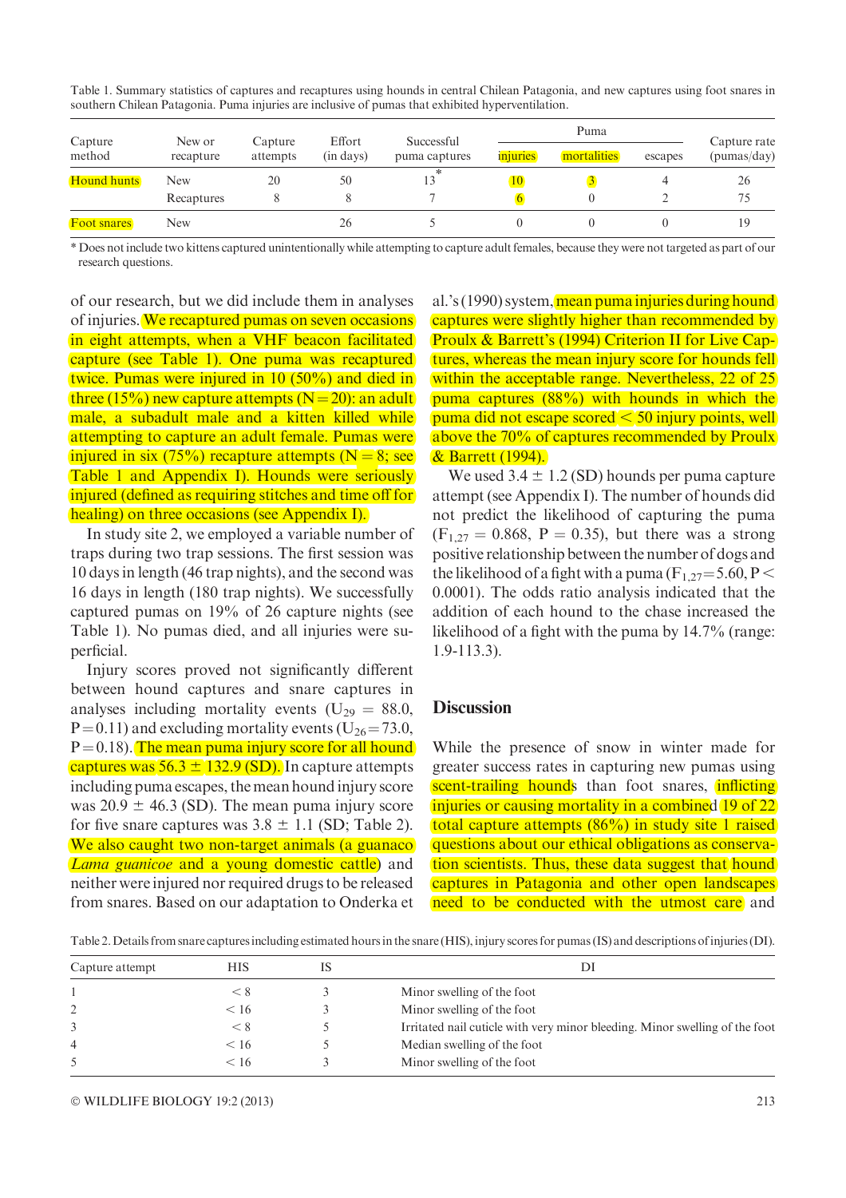Table 1. Summary statistics of captures and recaptures using hounds in central Chilean Patagonia, and new captures using foot snares in southern Chilean Patagonia. Puma injuries are inclusive of pumas that exhibited hyperventilation.

| Capture method | New or recapture | Capture attempts | Effort (in days) | Successful puma captures | Puma | | | Capture rate (pumas/day) |
|---|---|---|---|---|---|---|---|---|
| | | | | | injuries | mortalities | escapes | |
| Hound hunts | New | 20 | 50 | 13* | 10 | 3 | 4 | 26 |
| | Recaptures | 8 | 8 | 7 | 6 | 0 | 2 | 75 |
| Foot snares | New | | 26 | 5 | 0 | 0 | 0 | 19 |

* Does not include two kittens captured unintentionally while attempting to capture adult females, because they were not targeted as part of our research questions.

of our research, but we did include them in analyses of injuries. We recaptured pumas on seven occasions in eight attempts, when a VHF beacon facilitated capture (see Table 1). One puma was recaptured twice. Pumas were injured in 10 (50%) and died in three (15%) new capture attempts (N = 20): an adult male, a subadult male and a kitten killed while attempting to capture an adult female. Pumas were injured in six (75%) recapture attempts (N = 8; see Table 1 and Appendix I). Hounds were seriously injured (defined as requiring stitches and time off for healing) on three occasions (see Appendix I).

In study site 2, we employed a variable number of traps during two trap sessions. The first session was 10 days in length (46 trap nights), and the second was 16 days in length (180 trap nights). We successfully captured pumas on 19% of 26 capture nights (see Table 1). No pumas died, and all injuries were superficial.

Injury scores proved not significantly different between hound captures and snare captures in analyses including mortality events ($U_{29}$ = 88.0, P = 0.11) and excluding mortality events ($U_{26}$ = 73.0, P = 0.18). The mean puma injury score for all hound captures was 56.3 ± 132.9 (SD). In capture attempts including puma escapes, the mean hound injury score was 20.9 ± 46.3 (SD). The mean puma injury score for five snare captures was 3.8 ± 1.1 (SD; Table 2). We also caught two non-target animals (a guanaco *Lama guanicoe* and a young domestic cattle) and neither were injured nor required drugs to be released from snares. Based on our adaptation to Onderka et al.'s (1990) system, mean puma injuries during hound captures were slightly higher than recommended by Proulx & Barrett's (1994) Criterion II for Live Captures, whereas the mean injury score for hounds fell within the acceptable range. Nevertheless, 22 of 25 puma captures (88%) with hounds in which the puma did not escape scored < 50 injury points, well above the 70% of captures recommended by Proulx & Barrett (1994).

We used 3.4 ± 1.2 (SD) hounds per puma capture attempt (see Appendix I). The number of hounds did not predict the likelihood of capturing the puma ($F_{1,27}$ = 0.868, P = 0.35), but there was a strong positive relationship between the number of dogs and the likelihood of a fight with a puma ($F_{1,27}$=5.60, P < 0.0001). The odds ratio analysis indicated that the addition of each hound to the chase increased the likelihood of a fight with the puma by 14.7% (range: 1.9-113.3).

## Discussion

While the presence of snow in winter made for greater success rates in capturing new pumas using scent-trailing hounds than foot snares, inflicting injuries or causing mortality in a combined 19 of 22 total capture attempts (86%) in study site 1 raised questions about our ethical obligations as conservation scientists. Thus, these data suggest that hound captures in Patagonia and other open landscapes need to be conducted with the utmost care and

Table 2. Details from snare captures including estimated hours in the snare (HIS), injury scores for pumas (IS) and descriptions of injuries (DI).

| Capture attempt | HIS | IS | DI |
|---|---|---|---|
| 1 | < 8 | 3 | Minor swelling of the foot |
| 2 | < 16 | 3 | Minor swelling of the foot |
| 3 | < 8 | 5 | Irritated nail cuticle with very minor bleeding. Minor swelling of the foot |
| 4 | < 16 | 5 | Median swelling of the foot |
| 5 | < 16 | 3 | Minor swelling of the foot |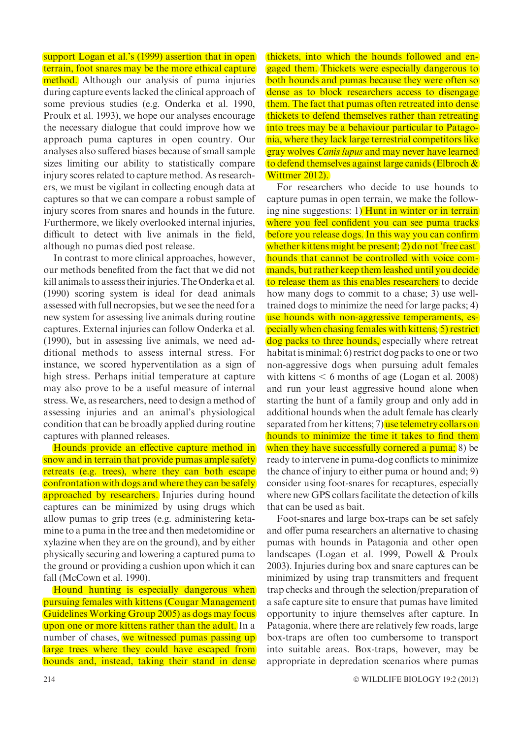support Logan et al.'s (1999) assertion that in open terrain, foot snares may be the more ethical capture method. Although our analysis of puma injuries during capture events lacked the clinical approach of some previous studies (e.g. Onderka et al. 1990, Proulx et al. 1993), we hope our analyses encourage the necessary dialogue that could improve how we approach puma captures in open country. Our analyses also suffered biases because of small sample sizes limiting our ability to statistically compare injury scores related to capture method. As researchers, we must be vigilant in collecting enough data at captures so that we can compare a robust sample of injury scores from snares and hounds in the future. Furthermore, we likely overlooked internal injuries, difficult to detect with live animals in the field, although no pumas died post release.

In contrast to more clinical approaches, however, our methods benefited from the fact that we did not kill animals to assess their injuries. The Onderka et al. (1990) scoring system is ideal for dead animals assessed with full necropsies, but we see the need for a new system for assessing live animals during routine captures. External injuries can follow Onderka et al. (1990), but in assessing live animals, we need additional methods to assess internal stress. For instance, we scored hyperventilation as a sign of high stress. Perhaps initial temperature at capture may also prove to be a useful measure of internal stress. We, as researchers, need to design a method of assessing injuries and an animal's physiological condition that can be broadly applied during routine captures with planned releases.

Hounds provide an effective capture method in snow and in terrain that provide pumas ample safety retreats (e.g. trees), where they can both escape confrontation with dogs and where they can be safely approached by researchers. Injuries during hound captures can be minimized by using drugs which allow pumas to grip trees (e.g. administering ketamine to a puma in the tree and then medetomidine or xylazine when they are on the ground), and by either physically securing and lowering a captured puma to the ground or providing a cushion upon which it can fall (McCown et al. 1990).

Hound hunting is especially dangerous when pursuing females with kittens (Cougar Management Guidelines Working Group 2005) as dogs may focus upon one or more kittens rather than the adult. In a number of chases, we witnessed pumas passing up large trees where they could have escaped from hounds and, instead, taking their stand in dense thickets, into which the hounds followed and engaged them. Thickets were especially dangerous to both hounds and pumas because they were often so dense as to block researchers access to disengage them. The fact that pumas often retreated into dense thickets to defend themselves rather than retreating into trees may be a behaviour particular to Patagonia, where they lack large terrestrial competitors like gray wolves *Canis lupus* and may never have learned to defend themselves against large canids (Elbroch & Wittmer 2012).

For researchers who decide to use hounds to capture pumas in open terrain, we make the following nine suggestions: 1) Hunt in winter or in terrain where you feel confident you can see puma tracks before you release dogs. In this way you can confirm whether kittens might be present; 2) do not 'free cast' hounds that cannot be controlled with voice commands, but rather keep them leashed until you decide to release them as this enables researchers to decide how many dogs to commit to a chase; 3) use well-trained dogs to minimize the need for large packs; 4) use hounds with non-aggressive temperaments, especially when chasing females with kittens; 5) restrict dog packs to three hounds, especially where retreat habitat is minimal; 6) restrict dog packs to one or two non-aggressive dogs when pursuing adult females with kittens < 6 months of age (Logan et al. 2008) and run your least aggressive hound alone when starting the hunt of a family group and only add in additional hounds when the adult female has clearly separated from her kittens; 7) use telemetry collars on hounds to minimize the time it takes to find them when they have successfully cornered a puma; 8) be ready to intervene in puma-dog conflicts to minimize the chance of injury to either puma or hound and; 9) consider using foot-snares for recaptures, especially where new GPS collars facilitate the detection of kills that can be used as bait.

Foot-snares and large box-traps can be set safely and offer puma researchers an alternative to chasing pumas with hounds in Patagonia and other open landscapes (Logan et al. 1999, Powell & Proulx 2003). Injuries during box and snare captures can be minimized by using trap transmitters and frequent trap checks and through the selection/preparation of a safe capture site to ensure that pumas have limited opportunity to injure themselves after capture. In Patagonia, where there are relatively few roads, large box-traps are often too cumbersome to transport into suitable areas. Box-traps, however, may be appropriate in depredation scenarios where pumas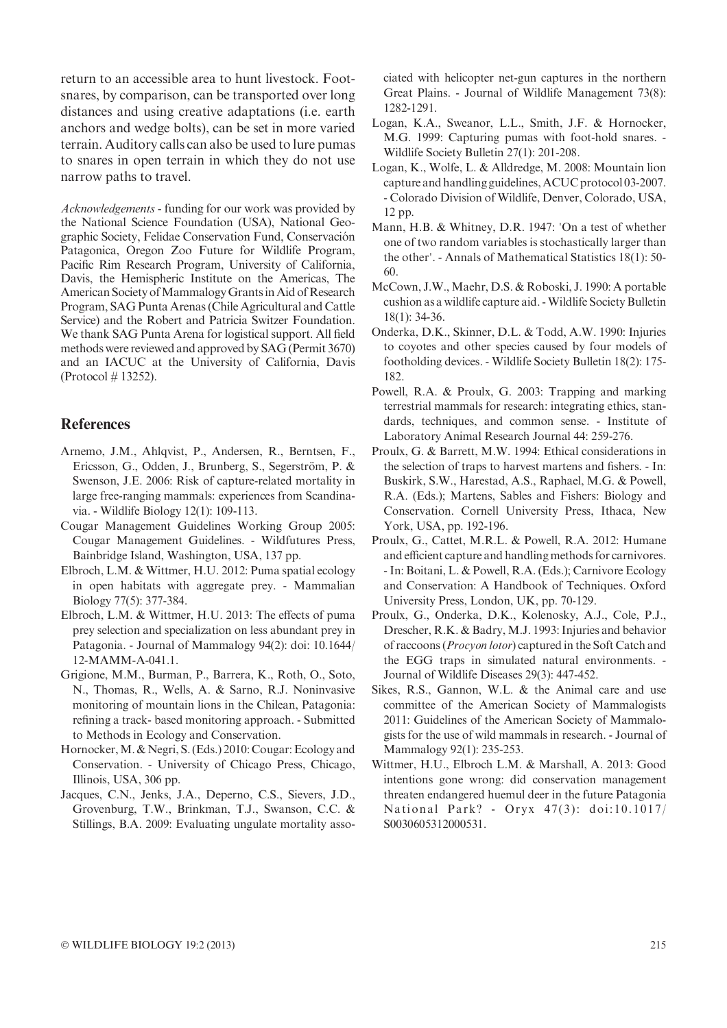return to an accessible area to hunt livestock. Footsnares, by comparison, can be transported over long distances and using creative adaptations (i.e. earth anchors and wedge bolts), can be set in more varied terrain. Auditory calls can also be used to lure pumas to snares in open terrain in which they do not use narrow paths to travel.

*Acknowledgements* - funding for our work was provided by the National Science Foundation (USA), National Geographic Society, Felidae Conservation Fund, Conservación Patagonica, Oregon Zoo Future for Wildlife Program, Pacific Rim Research Program, University of California, Davis, the Hemispheric Institute on the Americas, The American Society of Mammalogy Grants in Aid of Research Program, SAG Punta Arenas (Chile Agricultural and Cattle Service) and the Robert and Patricia Switzer Foundation. We thank SAG Punta Arena for logistical support. All field methods were reviewed and approved by SAG (Permit 3670) and an IACUC at the University of California, Davis (Protocol # 13252).

## References

Arnemo, J.M., Ahlqvist, P., Andersen, R., Berntsen, F., Ericsson, G., Odden, J., Brunberg, S., Segerström, P. & Swenson, J.E. 2006: Risk of capture-related mortality in large free-ranging mammals: experiences from Scandinavia. - Wildlife Biology 12(1): 109-113.

Cougar Management Guidelines Working Group 2005: Cougar Management Guidelines. - Wildfutures Press, Bainbridge Island, Washington, USA, 137 pp.

Elbroch, L.M. & Wittmer, H.U. 2012: Puma spatial ecology in open habitats with aggregate prey. - Mammalian Biology 77(5): 377-384.

Elbroch, L.M. & Wittmer, H.U. 2013: The effects of puma prey selection and specialization on less abundant prey in Patagonia. - Journal of Mammalogy 94(2): doi: 10.1644/12-MAMM-A-041.1.

Grigione, M.M., Burman, P., Barrera, K., Roth, O., Soto, N., Thomas, R., Wells, A. & Sarno, R.J. Noninvasive monitoring of mountain lions in the Chilean, Patagonia: refining a track- based monitoring approach. - Submitted to Methods in Ecology and Conservation.

Hornocker, M. & Negri, S. (Eds.) 2010: Cougar: Ecology and Conservation. - University of Chicago Press, Chicago, Illinois, USA, 306 pp.

Jacques, C.N., Jenks, J.A., Deperno, C.S., Sievers, J.D., Grovenburg, T.W., Brinkman, T.J., Swanson, C.C. & Stillings, B.A. 2009: Evaluating ungulate mortality associated with helicopter net-gun captures in the northern Great Plains. - Journal of Wildlife Management 73(8): 1282-1291.

Logan, K.A., Sweanor, L.L., Smith, J.F. & Hornocker, M.G. 1999: Capturing pumas with foot-hold snares. - Wildlife Society Bulletin 27(1): 201-208.

Logan, K., Wolfe, L. & Alldredge, M. 2008: Mountain lion capture and handling guidelines, ACUC protocol 03-2007. - Colorado Division of Wildlife, Denver, Colorado, USA, 12 pp.

Mann, H.B. & Whitney, D.R. 1947: 'On a test of whether one of two random variables is stochastically larger than the other'. - Annals of Mathematical Statistics 18(1): 50-60.

McCown, J.W., Maehr, D.S. & Roboski, J. 1990: A portable cushion as a wildlife capture aid. - Wildlife Society Bulletin 18(1): 34-36.

Onderka, D.K., Skinner, D.L. & Todd, A.W. 1990: Injuries to coyotes and other species caused by four models of footholding devices. - Wildlife Society Bulletin 18(2): 175-182.

Powell, R.A. & Proulx, G. 2003: Trapping and marking terrestrial mammals for research: integrating ethics, standards, techniques, and common sense. - Institute of Laboratory Animal Research Journal 44: 259-276.

Proulx, G. & Barrett, M.W. 1994: Ethical considerations in the selection of traps to harvest martens and fishers. - In: Buskirk, S.W., Harestad, A.S., Raphael, M.G. & Powell, R.A. (Eds.); Martens, Sables and Fishers: Biology and Conservation. Cornell University Press, Ithaca, New York, USA, pp. 192-196.

Proulx, G., Cattet, M.R.L. & Powell, R.A. 2012: Humane and efficient capture and handling methods for carnivores. - In: Boitani, L. & Powell, R.A. (Eds.); Carnivore Ecology and Conservation: A Handbook of Techniques. Oxford University Press, London, UK, pp. 70-129.

Proulx, G., Onderka, D.K., Kolenosky, A.J., Cole, P.J., Drescher, R.K. & Badry, M.J. 1993: Injuries and behavior of raccoons (*Procyon lotor*) captured in the Soft Catch and the EGG traps in simulated natural environments. - Journal of Wildlife Diseases 29(3): 447-452.

Sikes, R.S., Gannon, W.L. & the Animal care and use committee of the American Society of Mammalogists 2011: Guidelines of the American Society of Mammalogists for the use of wild mammals in research. - Journal of Mammalogy 92(1): 235-253.

Wittmer, H.U., Elbroch L.M. & Marshall, A. 2013: Good intentions gone wrong: did conservation management threaten endangered huemul deer in the future Patagonia National Park? - Oryx 47(3): doi:10.1017/S0030605312000531.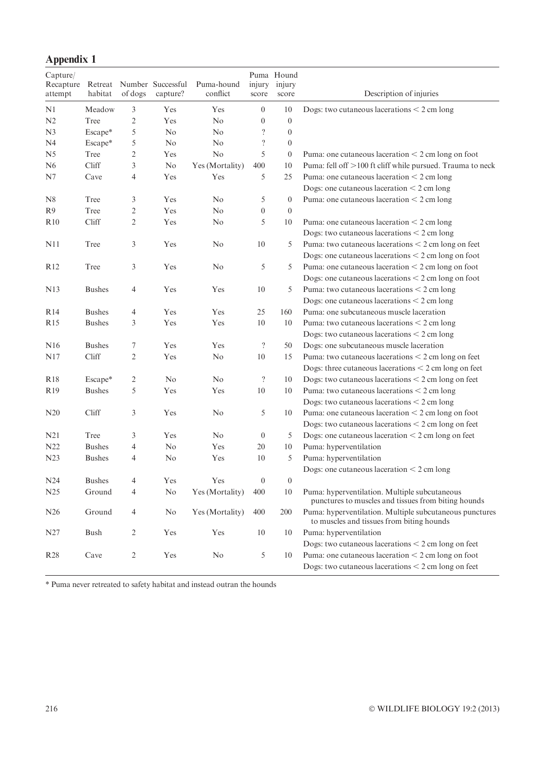## Appendix 1

| Capture/ Recapture attempt | Retreat habitat | Number of dogs | Successful capture? | Puma-hound conflict | Puma injury score | Hound injury score | Description of injuries |
|---|---|---|---|---|---|---|---|
| N1 | Meadow | 3 | Yes | Yes | 0 | 10 | Dogs: two cutaneous lacerations < 2 cm long |
| N2 | Tree | 2 | Yes | No | 0 | 0 | |
| N3 | Escape* | 5 | No | No | ? | 0 | |
| N4 | Escape* | 5 | No | No | ? | 0 | |
| N5 | Tree | 2 | Yes | No | 5 | 0 | Puma: one cutaneous laceration < 2 cm long on foot |
| N6 | Cliff | 3 | No | Yes (Mortality) | 400 | 10 | Puma: fell off >100 ft cliff while pursued. Trauma to neck |
| N7 | Cave | 4 | Yes | Yes | 5 | 25 | Puma: one cutaneous laceration < 2 cm long<br>Dogs: one cutaneous laceration < 2 cm long |
| N8 | Tree | 3 | Yes | No | 5 | 0 | Puma: one cutaneous laceration < 2 cm long |
| R9 | Tree | 2 | Yes | No | 0 | 0 | |
| R10 | Cliff | 2 | Yes | No | 5 | 10 | Puma: one cutaneous laceration < 2 cm long<br>Dogs: two cutaneous lacerations < 2 cm long |
| N11 | Tree | 3 | Yes | No | 10 | 5 | Puma: two cutaneous lacerations < 2 cm long on feet<br>Dogs: one cutaneous lacerations < 2 cm long on foot |
| R12 | Tree | 3 | Yes | No | 5 | 5 | Puma: one cutaneous laceration < 2 cm long on foot<br>Dogs: one cutaneous lacerations < 2 cm long on foot |
| N13 | Bushes | 4 | Yes | Yes | 10 | 5 | Puma: two cutaneous lacerations < 2 cm long<br>Dogs: one cutaneous lacerations < 2 cm long |
| R14 | Bushes | 4 | Yes | Yes | 25 | 160 | Puma: one subcutaneous muscle laceration |
| R15 | Bushes | 3 | Yes | Yes | 10 | 10 | Puma: two cutaneous lacerations < 2 cm long<br>Dogs: two cutaneous lacerations < 2 cm long |
| N16 | Bushes | 7 | Yes | Yes | ? | 50 | Dogs: one subcutaneous muscle laceration |
| N17 | Cliff | 2 | Yes | No | 10 | 15 | Puma: two cutaneous lacerations < 2 cm long on feet<br>Dogs: three cutaneous lacerations < 2 cm long on feet |
| R18 | Escape* | 2 | No | No | ? | 10 | Dogs: two cutaneous lacerations < 2 cm long on feet |
| R19 | Bushes | 5 | Yes | Yes | 10 | 10 | Puma: two cutaneous lacerations < 2 cm long<br>Dogs: two cutaneous lacerations < 2 cm long |
| N20 | Cliff | 3 | Yes | No | 5 | 10 | Puma: one cutaneous laceration < 2 cm long on foot<br>Dogs: two cutaneous lacerations < 2 cm long on feet |
| N21 | Tree | 3 | Yes | No | 0 | 5 | Dogs: one cutaneous laceration < 2 cm long on feet |
| N22 | Bushes | 4 | No | Yes | 20 | 10 | Puma: hyperventilation |
| N23 | Bushes | 4 | No | Yes | 10 | 5 | Puma: hyperventilation<br>Dogs: one cutaneous laceration < 2 cm long |
| N24 | Bushes | 4 | Yes | Yes | 0 | 0 | |
| N25 | Ground | 4 | No | Yes (Mortality) | 400 | 10 | Puma: hyperventilation. Multiple subcutaneous punctures to muscles and tissues from biting hounds |
| N26 | Ground | 4 | No | Yes (Mortality) | 400 | 200 | Puma: hyperventilation. Multiple subcutaneous punctures to muscles and tissues from biting hounds |
| N27 | Bush | 2 | Yes | Yes | 10 | 10 | Puma: hyperventilation<br>Dogs: two cutaneous lacerations < 2 cm long on feet |
| R28 | Cave | 2 | Yes | No | 5 | 10 | Puma: one cutaneous laceration < 2 cm long on foot<br>Dogs: two cutaneous lacerations < 2 cm long on feet |

* Puma never retreated to safety habitat and instead outran the hounds